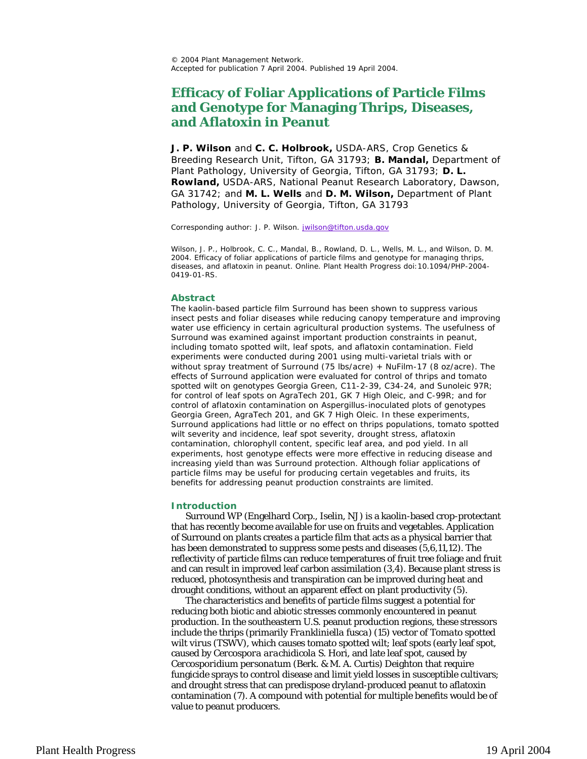© 2004 Plant Management Network.
Accepted for publication 7 April 2004. Published 19 April 2004.

# Efficacy of Foliar Applications of Particle Films and Genotype for Managing Thrips, Diseases, and Aflatoxin in Peanut

**J. P. Wilson** and **C. C. Holbrook,** USDA-ARS, Crop Genetics & Breeding Research Unit, Tifton, GA 31793; **B. Mandal,** Department of Plant Pathology, University of Georgia, Tifton, GA 31793; **D. L. Rowland,** USDA-ARS, National Peanut Research Laboratory, Dawson, GA 31742; and **M. L. Wells** and **D. M. Wilson,** Department of Plant Pathology, University of Georgia, Tifton, GA 31793

Corresponding author: J. P. Wilson. jwilson@tifton.usda.gov

Wilson, J. P., Holbrook, C. C., Mandal, B., Rowland, D. L., Wells, M. L., and Wilson, D. M. 2004. Efficacy of foliar applications of particle films and genotype for managing thrips, diseases, and aflatoxin in peanut. Online. Plant Health Progress doi:10.1094/PHP-2004-0419-01-RS.

## Abstract

The kaolin-based particle film Surround has been shown to suppress various insect pests and foliar diseases while reducing canopy temperature and improving water use efficiency in certain agricultural production systems. The usefulness of Surround was examined against important production constraints in peanut, including tomato spotted wilt, leaf spots, and aflatoxin contamination. Field experiments were conducted during 2001 using multi-varietal trials with or without spray treatment of Surround (75 lbs/acre) + NuFilm-17 (8 oz/acre). The effects of Surround application were evaluated for control of thrips and tomato spotted wilt on genotypes Georgia Green, C11-2-39, C34-24, and Sunoleic 97R; for control of leaf spots on AgraTech 201, GK 7 High Oleic, and C-99R; and for control of aflatoxin contamination on Aspergillus-inoculated plots of genotypes Georgia Green, AgraTech 201, and GK 7 High Oleic. In these experiments, Surround applications had little or no effect on thrips populations, tomato spotted wilt severity and incidence, leaf spot severity, drought stress, aflatoxin contamination, chlorophyll content, specific leaf area, and pod yield. In all experiments, host genotype effects were more effective in reducing disease and increasing yield than was Surround protection. Although foliar applications of particle films may be useful for producing certain vegetables and fruits, its benefits for addressing peanut production constraints are limited.

## Introduction

Surround WP (Engelhard Corp., Iselin, NJ) is a kaolin-based crop-protectant that has recently become available for use on fruits and vegetables. Application of Surround on plants creates a particle film that acts as a physical barrier that has been demonstrated to suppress some pests and diseases (5,6,11,12). The reflectivity of particle films can reduce temperatures of fruit tree foliage and fruit and can result in improved leaf carbon assimilation (3,4). Because plant stress is reduced, photosynthesis and transpiration can be improved during heat and drought conditions, without an apparent effect on plant productivity (5).

The characteristics and benefits of particle films suggest a potential for reducing both biotic and abiotic stresses commonly encountered in peanut production. In the southeastern U.S. peanut production regions, these stressors include the thrips (primarily *Frankliniella fusca*) (15) vector of *Tomato spotted wilt virus* (TSWV), which causes tomato spotted wilt; leaf spots (early leaf spot, caused by *Cercospora arachidicola* S. Hori, and late leaf spot, caused by *Cercosporidium personatum* (Berk. & M. A. Curtis) Deighton that require fungicide sprays to control disease and limit yield losses in susceptible cultivars; and drought stress that can predispose dryland-produced peanut to aflatoxin contamination (7). A compound with potential for multiple benefits would be of value to peanut producers.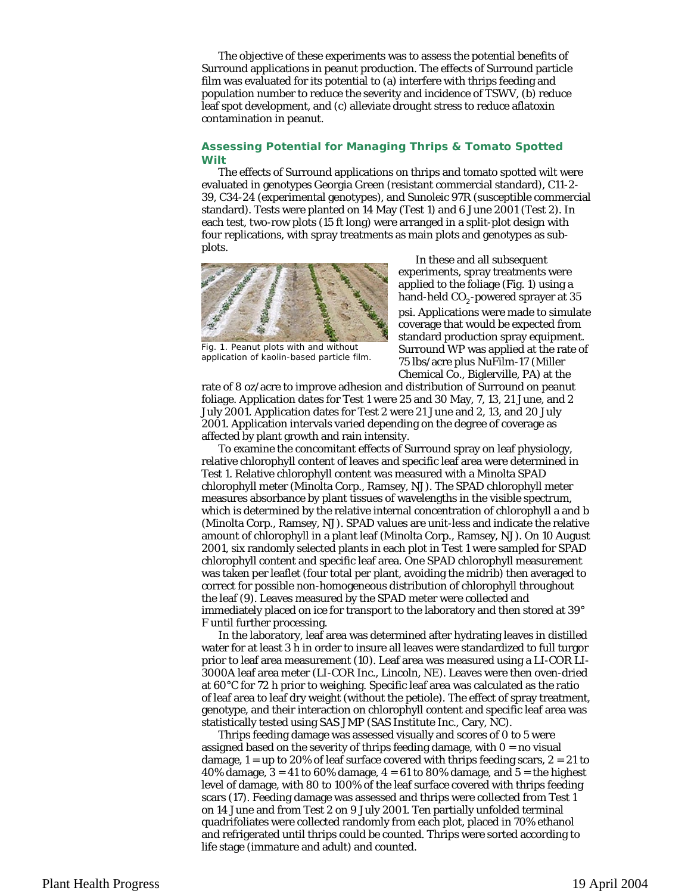The objective of these experiments was to assess the potential benefits of Surround applications in peanut production. The effects of Surround particle film was evaluated for its potential to (a) interfere with thrips feeding and population number to reduce the severity and incidence of TSWV, (b) reduce leaf spot development, and (c) alleviate drought stress to reduce aflatoxin contamination in peanut.

### Assessing Potential for Managing Thrips & Tomato Spotted Wilt

The effects of Surround applications on thrips and tomato spotted wilt were evaluated in genotypes Georgia Green (resistant commercial standard), C11-2-39, C34-24 (experimental genotypes), and Sunoleic 97R (susceptible commercial standard). Tests were planted on 14 May (Test 1) and 6 June 2001 (Test 2). In each test, two-row plots (15 ft long) were arranged in a split-plot design with four replications, with spray treatments as main plots and genotypes as sub-plots.

Fig. 1. Peanut plots with and without application of kaolin-based particle film.

In these and all subsequent experiments, spray treatments were applied to the foliage (Fig. 1) using a hand-held $CO_2$-powered sprayer at 35 psi. Applications were made to simulate coverage that would be expected from standard production spray equipment. Surround WP was applied at the rate of 75 lbs/acre plus NuFilm-17 (Miller Chemical Co., Biglerville, PA) at the rate of 8 oz/acre to improve adhesion and distribution of Surround on peanut foliage. Application dates for Test 1 were 25 and 30 May, 7, 13, 21 June, and 2 July 2001. Application dates for Test 2 were 21 June and 2, 13, and 20 July 2001. Application intervals varied depending on the degree of coverage as affected by plant growth and rain intensity.

To examine the concomitant effects of Surround spray on leaf physiology, relative chlorophyll content of leaves and specific leaf area were determined in Test 1. Relative chlorophyll content was measured with a Minolta SPAD chlorophyll meter (Minolta Corp., Ramsey, NJ). The SPAD chlorophyll meter measures absorbance by plant tissues of wavelengths in the visible spectrum, which is determined by the relative internal concentration of chlorophyll a and b (Minolta Corp., Ramsey, NJ). SPAD values are unit-less and indicate the relative amount of chlorophyll in a plant leaf (Minolta Corp., Ramsey, NJ). On 10 August 2001, six randomly selected plants in each plot in Test 1 were sampled for SPAD chlorophyll content and specific leaf area. One SPAD chlorophyll measurement was taken per leaflet (four total per plant, avoiding the midrib) then averaged to correct for possible non-homogeneous distribution of chlorophyll throughout the leaf (9). Leaves measured by the SPAD meter were collected and immediately placed on ice for transport to the laboratory and then stored at 39° F until further processing.

In the laboratory, leaf area was determined after hydrating leaves in distilled water for at least 3 h in order to insure all leaves were standardized to full turgor prior to leaf area measurement (10). Leaf area was measured using a LI-COR LI-3000A leaf area meter (LI-COR Inc., Lincoln, NE). Leaves were then oven-dried at 60°C for 72 h prior to weighing. Specific leaf area was calculated as the ratio of leaf area to leaf dry weight (without the petiole). The effect of spray treatment, genotype, and their interaction on chlorophyll content and specific leaf area was statistically tested using SAS JMP (SAS Institute Inc., Cary, NC).

Thrips feeding damage was assessed visually and scores of 0 to 5 were assigned based on the severity of thrips feeding damage, with 0 = no visual damage, 1 = up to 20% of leaf surface covered with thrips feeding scars, 2 = 21 to 40% damage, 3 = 41 to 60% damage, 4 = 61 to 80% damage, and 5 = the highest level of damage, with 80 to 100% of the leaf surface covered with thrips feeding scars (17). Feeding damage was assessed and thrips were collected from Test 1 on 14 June and from Test 2 on 9 July 2001. Ten partially unfolded terminal quadrifoliates were collected randomly from each plot, placed in 70% ethanol and refrigerated until thrips could be counted. Thrips were sorted according to life stage (immature and adult) and counted.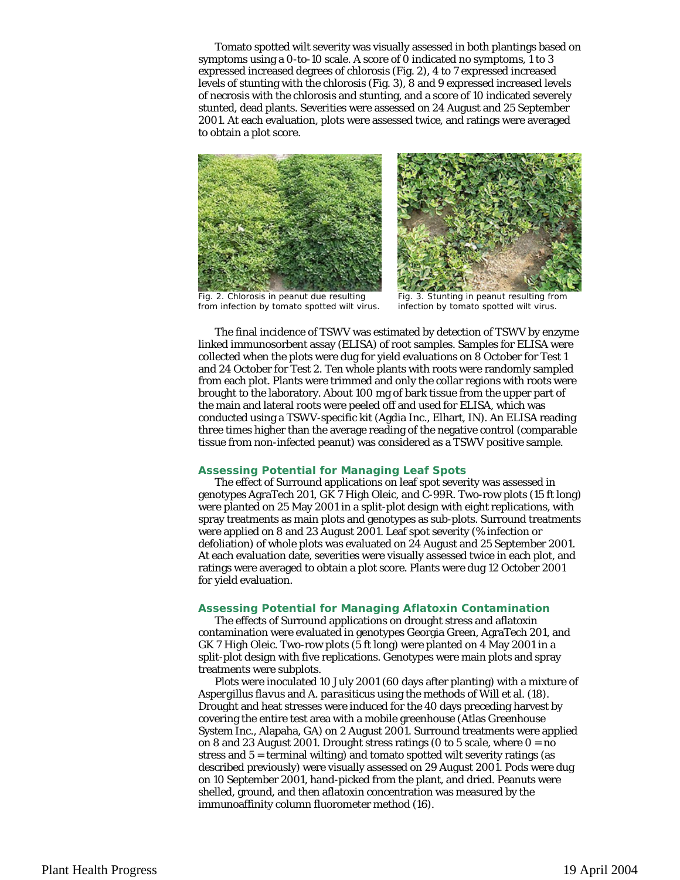Tomato spotted wilt severity was visually assessed in both plantings based on symptoms using a 0-to-10 scale. A score of 0 indicated no symptoms, 1 to 3 expressed increased degrees of chlorosis (Fig. 2), 4 to 7 expressed increased levels of stunting with the chlorosis (Fig. 3), 8 and 9 expressed increased levels of necrosis with the chlorosis and stunting, and a score of 10 indicated severely stunted, dead plants. Severities were assessed on 24 August and 25 September 2001. At each evaluation, plots were assessed twice, and ratings were averaged to obtain a plot score.

Fig. 2. Chlorosis in peanut due resulting from infection by tomato spotted wilt virus.

Fig. 3. Stunting in peanut resulting from infection by tomato spotted wilt virus.

The final incidence of TSWV was estimated by detection of TSWV by enzyme linked immunosorbent assay (ELISA) of root samples. Samples for ELISA were collected when the plots were dug for yield evaluations on 8 October for Test 1 and 24 October for Test 2. Ten whole plants with roots were randomly sampled from each plot. Plants were trimmed and only the collar regions with roots were brought to the laboratory. About 100 mg of bark tissue from the upper part of the main and lateral roots were peeled off and used for ELISA, which was conducted using a TSWV-specific kit (Agdia Inc., Elhart, IN). An ELISA reading three times higher than the average reading of the negative control (comparable tissue from non-infected peanut) was considered as a TSWV positive sample.

### Assessing Potential for Managing Leaf Spots

The effect of Surround applications on leaf spot severity was assessed in genotypes AgraTech 201, GK 7 High Oleic, and C-99R. Two-row plots (15 ft long) were planted on 25 May 2001 in a split-plot design with eight replications, with spray treatments as main plots and genotypes as sub-plots. Surround treatments were applied on 8 and 23 August 2001. Leaf spot severity (% infection or defoliation) of whole plots was evaluated on 24 August and 25 September 2001. At each evaluation date, severities were visually assessed twice in each plot, and ratings were averaged to obtain a plot score. Plants were dug 12 October 2001 for yield evaluation.

### Assessing Potential for Managing Aflatoxin Contamination

The effects of Surround applications on drought stress and aflatoxin contamination were evaluated in genotypes Georgia Green, AgraTech 201, and GK 7 High Oleic. Two-row plots (5 ft long) were planted on 4 May 2001 in a split-plot design with five replications. Genotypes were main plots and spray treatments were subplots.

Plots were inoculated 10 July 2001 (60 days after planting) with a mixture of *Aspergillus flavus* and *A. parasiticus* using the methods of Will et al. (18). Drought and heat stresses were induced for the 40 days preceding harvest by covering the entire test area with a mobile greenhouse (Atlas Greenhouse System Inc., Alapaha, GA) on 2 August 2001. Surround treatments were applied on 8 and 23 August 2001. Drought stress ratings (0 to 5 scale, where 0 = no stress and 5 = terminal wilting) and tomato spotted wilt severity ratings (as described previously) were visually assessed on 29 August 2001. Pods were dug on 10 September 2001, hand-picked from the plant, and dried. Peanuts were shelled, ground, and then aflatoxin concentration was measured by the immunoaffinity column fluorometer method (16).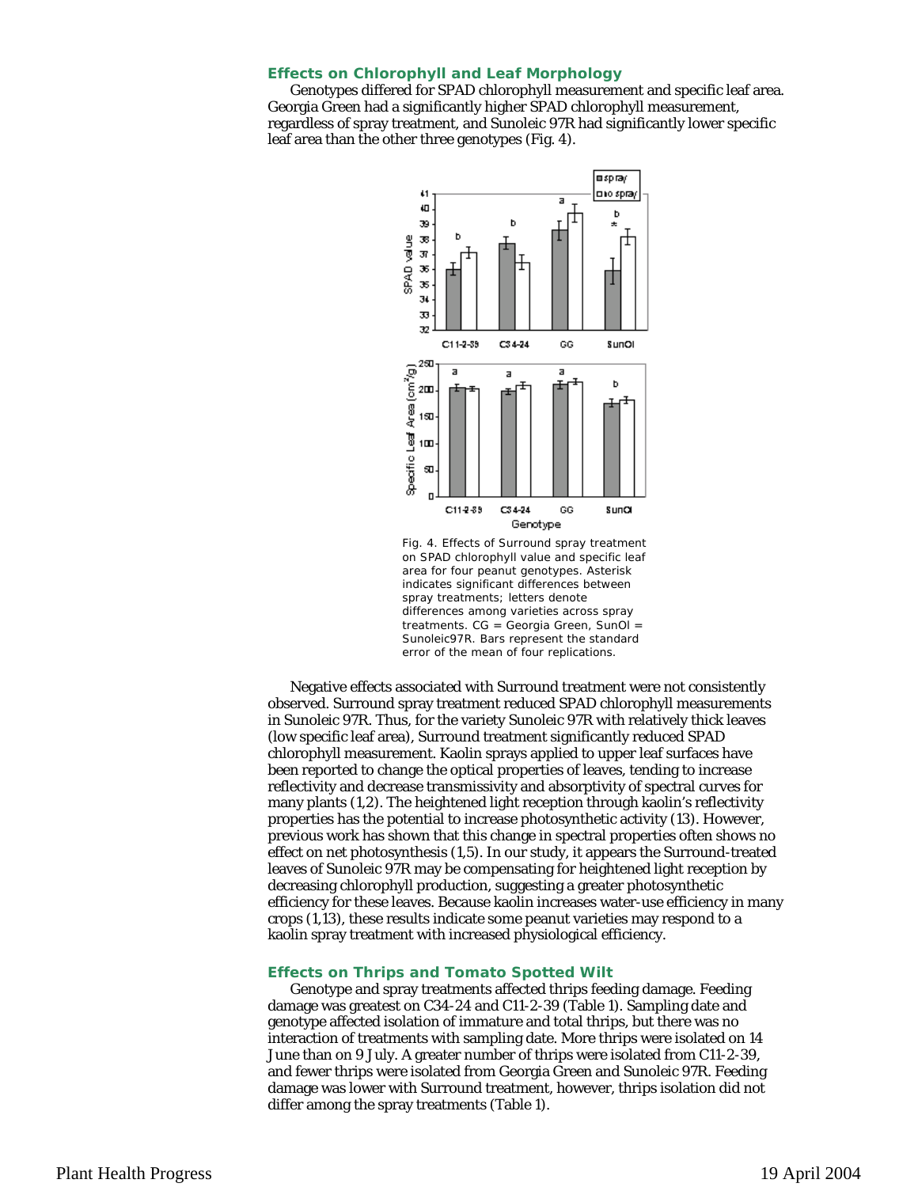### Effects on Chlorophyll and Leaf Morphology

Genotypes differed for SPAD chlorophyll measurement and specific leaf area. Georgia Green had a significantly higher SPAD chlorophyll measurement, regardless of spray treatment, and Sunoleic 97R had significantly lower specific leaf area than the other three genotypes (Fig. 4).

Fig. 4. Effects of Surround spray treatment on SPAD chlorophyll value and specific leaf area for four peanut genotypes. Asterisk indicates significant differences between spray treatments; letters denote differences among varieties across spray treatments. CG = Georgia Green, SunOl = Sunoleic97R. Bars represent the standard error of the mean of four replications.

Negative effects associated with Surround treatment were not consistently observed. Surround spray treatment reduced SPAD chlorophyll measurements in Sunoleic 97R. Thus, for the variety Sunoleic 97R with relatively thick leaves (low specific leaf area), Surround treatment significantly reduced SPAD chlorophyll measurement. Kaolin sprays applied to upper leaf surfaces have been reported to change the optical properties of leaves, tending to increase reflectivity and decrease transmissivity and absorptivity of spectral curves for many plants (1,2). The heightened light reception through kaolin's reflectivity properties has the potential to increase photosynthetic activity (13). However, previous work has shown that this change in spectral properties often shows no effect on net photosynthesis (1,5). In our study, it appears the Surround-treated leaves of Sunoleic 97R may be compensating for heightened light reception by decreasing chlorophyll production, suggesting a greater photosynthetic efficiency for these leaves. Because kaolin increases water-use efficiency in many crops (1,13), these results indicate some peanut varieties may respond to a kaolin spray treatment with increased physiological efficiency.

### Effects on Thrips and Tomato Spotted Wilt

Genotype and spray treatments affected thrips feeding damage. Feeding damage was greatest on C34-24 and C11-2-39 (Table 1). Sampling date and genotype affected isolation of immature and total thrips, but there was no interaction of treatments with sampling date. More thrips were isolated on 14 June than on 9 July. A greater number of thrips were isolated from C11-2-39, and fewer thrips were isolated from Georgia Green and Sunoleic 97R. Feeding damage was lower with Surround treatment, however, thrips isolation did not differ among the spray treatments (Table 1).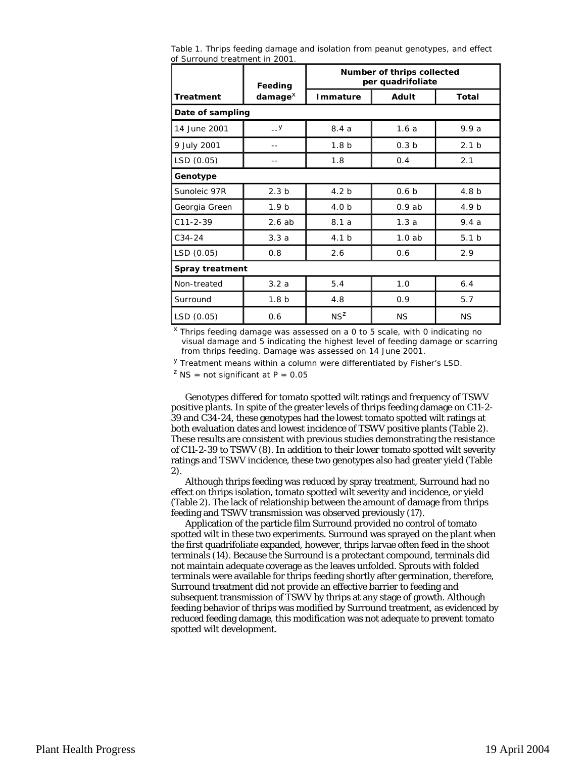Table 1. Thrips feeding damage and isolation from peanut genotypes, and effect of Surround treatment in 2001.

| Treatment | Feeding damage[x] | Number of thrips collected per quadrifoliate | | |
|---|---|---|---|---|
| | | Immature | Adult | Total |
| **Date of sampling** | | | | |
| 14 June 2001 | --[y] | 8.4 a | 1.6 a | 9.9 a |
| 9 July 2001 | -- | 1.8 b | 0.3 b | 2.1 b |
| LSD (0.05) | -- | 1.8 | 0.4 | 2.1 |
| **Genotype** | | | | |
| Sunoleic 97R | 2.3 b | 4.2 b | 0.6 b | 4.8 b |
| Georgia Green | 1.9 b | 4.0 b | 0.9 ab | 4.9 b |
| C11-2-39 | 2.6 ab | 8.1 a | 1.3 a | 9.4 a |
| C34-24 | 3.3 a | 4.1 b | 1.0 ab | 5.1 b |
| LSD (0.05) | 0.8 | 2.6 | 0.6 | 2.9 |
| **Spray treatment** | | | | |
| Non-treated | 3.2 a | 5.4 | 1.0 | 6.4 |
| Surround | 1.8 b | 4.8 | 0.9 | 5.7 |
| LSD (0.05) | 0.6 | NS[z] | NS | NS |

[x] Thrips feeding damage was assessed on a 0 to 5 scale, with 0 indicating no visual damage and 5 indicating the highest level of feeding damage or scarring from thrips feeding. Damage was assessed on 14 June 2001.

[y] Treatment means within a column were differentiated by Fisher's LSD.

[z] NS = not significant at P = 0.05

Genotypes differed for tomato spotted wilt ratings and frequency of TSWV positive plants. In spite of the greater levels of thrips feeding damage on C11-2-39 and C34-24, these genotypes had the lowest tomato spotted wilt ratings at both evaluation dates and lowest incidence of TSWV positive plants (Table 2). These results are consistent with previous studies demonstrating the resistance of C11-2-39 to TSWV (8). In addition to their lower tomato spotted wilt severity ratings and TSWV incidence, these two genotypes also had greater yield (Table 2).

Although thrips feeding was reduced by spray treatment, Surround had no effect on thrips isolation, tomato spotted wilt severity and incidence, or yield (Table 2). The lack of relationship between the amount of damage from thrips feeding and TSWV transmission was observed previously (17).

Application of the particle film Surround provided no control of tomato spotted wilt in these two experiments. Surround was sprayed on the plant when the first quadrifoliate expanded, however, thrips larvae often feed in the shoot terminals (14). Because the Surround is a protectant compound, terminals did not maintain adequate coverage as the leaves unfolded. Sprouts with folded terminals were available for thrips feeding shortly after germination, therefore, Surround treatment did not provide an effective barrier to feeding and subsequent transmission of TSWV by thrips at any stage of growth. Although feeding behavior of thrips was modified by Surround treatment, as evidenced by reduced feeding damage, this modification was not adequate to prevent tomato spotted wilt development.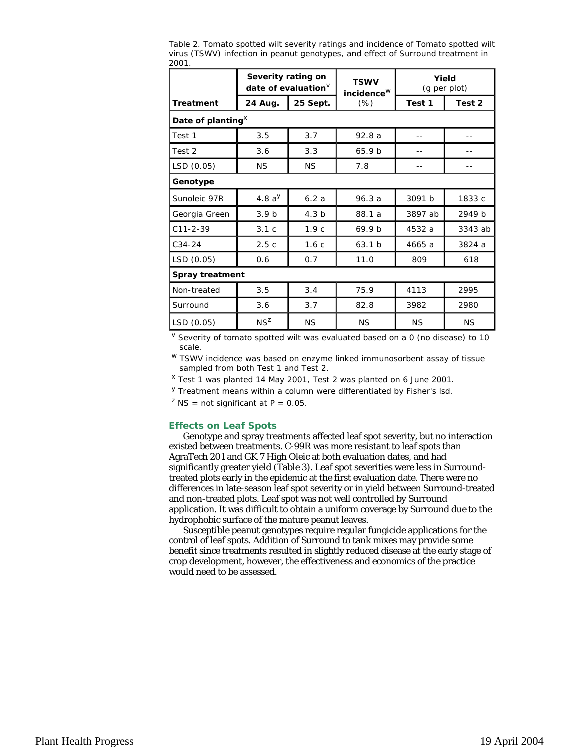Table 2. Tomato spotted wilt severity ratings and incidence of Tomato spotted wilt virus (TSWV) infection in peanut genotypes, and effect of Surround treatment in 2001.

| | Severity rating on date of evaluation[v] | | TSWV incidence[w] | Yield (g per plot) | |
|---|---|---|---|---|---|
| **Treatment** | **24 Aug.** | **25 Sept.** | (%) | **Test 1** | **Test 2** |
| **Date of planting[x]** | | | | | |
| Test 1 | 3.5 | 3.7 | 92.8 a | -- | -- |
| Test 2 | 3.6 | 3.3 | 65.9 b | -- | -- |
| LSD (0.05) | NS | NS | 7.8 | -- | -- |
| **Genotype** | | | | | |
| Sunoleic 97R | 4.8 a[y] | 6.2 a | 96.3 a | 3091 b | 1833 c |
| Georgia Green | 3.9 b | 4.3 b | 88.1 a | 3897 ab | 2949 b |
| C11-2-39 | 3.1 c | 1.9 c | 69.9 b | 4532 a | 3343 ab |
| C34-24 | 2.5 c | 1.6 c | 63.1 b | 4665 a | 3824 a |
| LSD (0.05) | 0.6 | 0.7 | 11.0 | 809 | 618 |
| **Spray treatment** | | | | | |
| Non-treated | 3.5 | 3.4 | 75.9 | 4113 | 2995 |
| Surround | 3.6 | 3.7 | 82.8 | 3982 | 2980 |
| LSD (0.05) | NS[z] | NS | NS | NS | NS |

[v] Severity of tomato spotted wilt was evaluated based on a 0 (no disease) to 10 scale.

[w] TSWV incidence was based on enzyme linked immunosorbent assay of tissue sampled from both Test 1 and Test 2.

[x] Test 1 was planted 14 May 2001, Test 2 was planted on 6 June 2001.

[y] Treatment means within a column were differentiated by Fisher's lsd.

[z] NS = not significant at P = 0.05.

### Effects on Leaf Spots

Genotype and spray treatments affected leaf spot severity, but no interaction existed between treatments. C-99R was more resistant to leaf spots than AgraTech 201 and GK 7 High Oleic at both evaluation dates, and had significantly greater yield (Table 3). Leaf spot severities were less in Surround-treated plots early in the epidemic at the first evaluation date. There were no differences in late-season leaf spot severity or in yield between Surround-treated and non-treated plots. Leaf spot was not well controlled by Surround application. It was difficult to obtain a uniform coverage by Surround due to the hydrophobic surface of the mature peanut leaves.

Susceptible peanut genotypes require regular fungicide applications for the control of leaf spots. Addition of Surround to tank mixes may provide some benefit since treatments resulted in slightly reduced disease at the early stage of crop development, however, the effectiveness and economics of the practice would need to be assessed.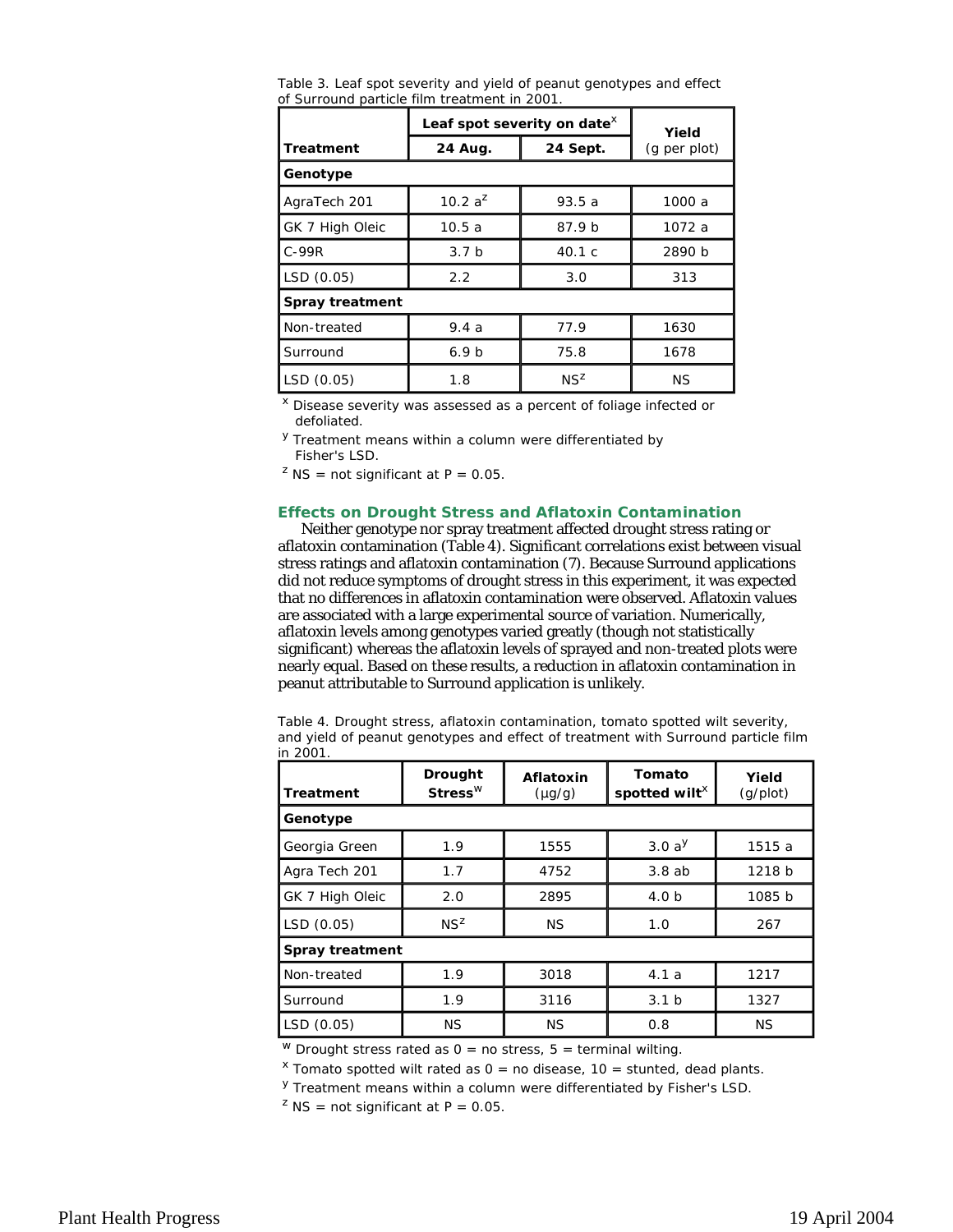Table 3. Leaf spot severity and yield of peanut genotypes and effect of Surround particle film treatment in 2001.

| Treatment | Leaf spot severity on date[x] | | Yield |
|---|---|---|---|
| | 24 Aug. | 24 Sept. | (g per plot) |
| **Genotype** | | | |
| AgraTech 201 | 10.2 a[z] | 93.5 a | 1000 a |
| GK 7 High Oleic | 10.5 a | 87.9 b | 1072 a |
| C-99R | 3.7 b | 40.1 c | 2890 b |
| LSD (0.05) | 2.2 | 3.0 | 313 |
| **Spray treatment** | | | |
| Non-treated | 9.4 a | 77.9 | 1630 |
| Surround | 6.9 b | 75.8 | 1678 |
| LSD (0.05) | 1.8 | NS[z] | NS |

[x] Disease severity was assessed as a percent of foliage infected or defoliated.

[y] Treatment means within a column were differentiated by Fisher's LSD.

[z] NS = not significant at P = 0.05.

### Effects on Drought Stress and Aflatoxin Contamination

Neither genotype nor spray treatment affected drought stress rating or aflatoxin contamination (Table 4). Significant correlations exist between visual stress ratings and aflatoxin contamination (7). Because Surround applications did not reduce symptoms of drought stress in this experiment, it was expected that no differences in aflatoxin contamination were observed. Aflatoxin values are associated with a large experimental source of variation. Numerically, aflatoxin levels among genotypes varied greatly (though not statistically significant) whereas the aflatoxin levels of sprayed and non-treated plots were nearly equal. Based on these results, a reduction in aflatoxin contamination in peanut attributable to Surround application is unlikely.

Table 4. Drought stress, aflatoxin contamination, tomato spotted wilt severity, and yield of peanut genotypes and effect of treatment with Surround particle film in 2001.

| Treatment | Drought Stress[w] | Aflatoxin (µg/g) | Tomato spotted wilt[x] | Yield (g/plot) |
|---|---|---|---|---|
| **Genotype** | | | | |
| Georgia Green | 1.9 | 1555 | 3.0 a[y] | 1515 a |
| Agra Tech 201 | 1.7 | 4752 | 3.8 ab | 1218 b |
| GK 7 High Oleic | 2.0 | 2895 | 4.0 b | 1085 b |
| LSD (0.05) | NS[z] | NS | 1.0 | 267 |
| **Spray treatment** | | | | |
| Non-treated | 1.9 | 3018 | 4.1 a | 1217 |
| Surround | 1.9 | 3116 | 3.1 b | 1327 |
| LSD (0.05) | NS | NS | 0.8 | NS |

[w] Drought stress rated as 0 = no stress, 5 = terminal wilting.

[x] Tomato spotted wilt rated as 0 = no disease, 10 = stunted, dead plants.

[y] Treatment means within a column were differentiated by Fisher's LSD.

[z] NS = not significant at P = 0.05.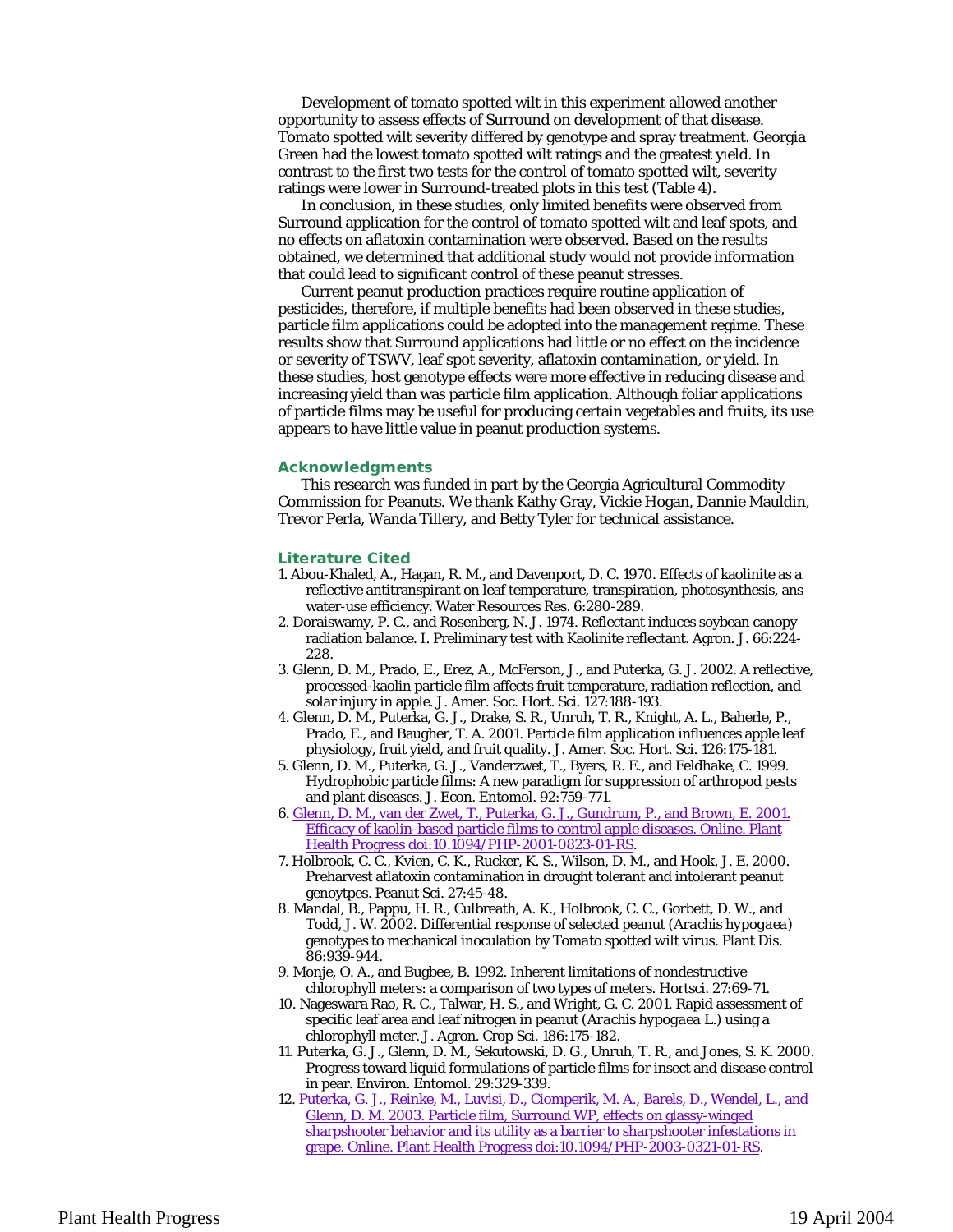Development of tomato spotted wilt in this experiment allowed another opportunity to assess effects of Surround on development of that disease. Tomato spotted wilt severity differed by genotype and spray treatment. Georgia Green had the lowest tomato spotted wilt ratings and the greatest yield. In contrast to the first two tests for the control of tomato spotted wilt, severity ratings were lower in Surround-treated plots in this test (Table 4).

In conclusion, in these studies, only limited benefits were observed from Surround application for the control of tomato spotted wilt and leaf spots, and no effects on aflatoxin contamination were observed. Based on the results obtained, we determined that additional study would not provide information that could lead to significant control of these peanut stresses.

Current peanut production practices require routine application of pesticides, therefore, if multiple benefits had been observed in these studies, particle film applications could be adopted into the management regime. These results show that Surround applications had little or no effect on the incidence or severity of TSWV, leaf spot severity, aflatoxin contamination, or yield. In these studies, host genotype effects were more effective in reducing disease and increasing yield than was particle film application. Although foliar applications of particle films may be useful for producing certain vegetables and fruits, its use appears to have little value in peanut production systems.

## Acknowledgments

This research was funded in part by the Georgia Agricultural Commodity Commission for Peanuts. We thank Kathy Gray, Vickie Hogan, Dannie Mauldin, Trevor Perla, Wanda Tillery, and Betty Tyler for technical assistance.

## Literature Cited

1. Abou-Khaled, A., Hagan, R. M., and Davenport, D. C. 1970. Effects of kaolinite as a reflective antitranspirant on leaf temperature, transpiration, photosynthesis, ans water-use efficiency. Water Resources Res. 6:280-289.
2. Doraiswamy, P. C., and Rosenberg, N. J. 1974. Reflectant induces soybean canopy radiation balance. I. Preliminary test with Kaolinite reflectant. Agron. J. 66:224-228.
3. Glenn, D. M., Prado, E., Erez, A., McFerson, J., and Puterka, G. J. 2002. A reflective, processed-kaolin particle film affects fruit temperature, radiation reflection, and solar injury in apple. J. Amer. Soc. Hort. Sci. 127:188-193.
4. Glenn, D. M., Puterka, G. J., Drake, S. R., Unruh, T. R., Knight, A. L., Baherle, P., Prado, E., and Baugher, T. A. 2001. Particle film application influences apple leaf physiology, fruit yield, and fruit quality. J. Amer. Soc. Hort. Sci. 126:175-181.
5. Glenn, D. M., Puterka, G. J., Vanderzwet, T., Byers, R. E., and Feldhake, C. 1999. Hydrophobic particle films: A new paradigm for suppression of arthropod pests and plant diseases. J. Econ. Entomol. 92:759-771.
6. Glenn, D. M., van der Zwet, T., Puterka, G. J., Gundrum, P., and Brown, E. 2001. Efficacy of kaolin-based particle films to control apple diseases. Online. Plant Health Progress doi:10.1094/PHP-2001-0823-01-RS.
7. Holbrook, C. C., Kvien, C. K., Rucker, K. S., Wilson, D. M., and Hook, J. E. 2000. Preharvest aflatoxin contamination in drought tolerant and intolerant peanut genoytpes. Peanut Sci. 27:45-48.
8. Mandal, B., Pappu, H. R., Culbreath, A. K., Holbrook, C. C., Gorbett, D. W., and Todd, J. W. 2002. Differential response of selected peanut (*Arachis hypogaea*) genotypes to mechanical inoculation by *Tomato spotted wilt virus*. Plant Dis. 86:939-944.
9. Monje, O. A., and Bugbee, B. 1992. Inherent limitations of nondestructive chlorophyll meters: a comparison of two types of meters. Hortsci. 27:69-71.
10. Nageswara Rao, R. C., Talwar, H. S., and Wright, G. C. 2001. Rapid assessment of specific leaf area and leaf nitrogen in peanut (*Arachis hypogaea* L.) using a chlorophyll meter. J. Agron. Crop Sci. 186:175-182.
11. Puterka, G. J., Glenn, D. M., Sekutowski, D. G., Unruh, T. R., and Jones, S. K. 2000. Progress toward liquid formulations of particle films for insect and disease control in pear. Environ. Entomol. 29:329-339.
12. Puterka, G. J., Reinke, M., Luvisi, D., Ciomperik, M. A., Barels, D., Wendel, L., and Glenn, D. M. 2003. Particle film, Surround WP, effects on glassy-winged sharpshooter behavior and its utility as a barrier to sharpshooter infestations in grape. Online. Plant Health Progress doi:10.1094/PHP-2003-0321-01-RS.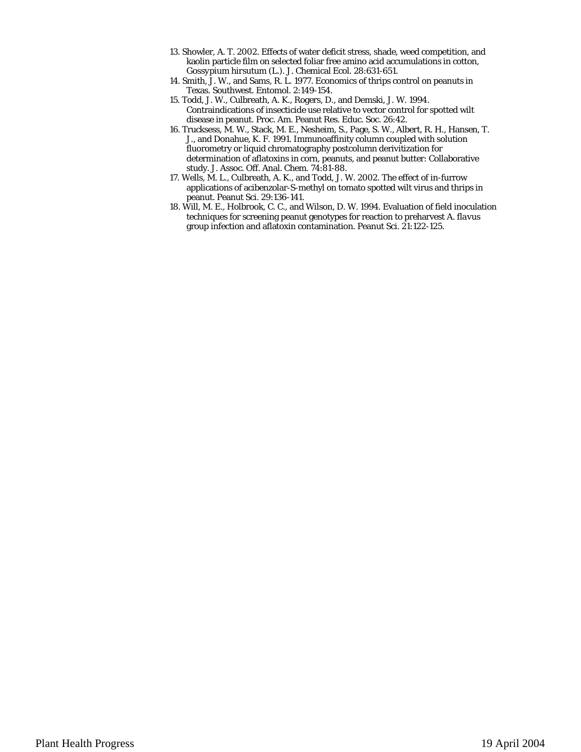13. Showler, A. T. 2002. Effects of water deficit stress, shade, weed competition, and kaolin particle film on selected foliar free amino acid accumulations in cotton, *Gossypium hirsutum* (L.). J. Chemical Ecol. 28:631-651.
14. Smith, J. W., and Sams, R. L. 1977. Economics of thrips control on peanuts in Texas. Southwest. Entomol. 2:149-154.
15. Todd, J. W., Culbreath, A. K., Rogers, D., and Demski, J. W. 1994. Contraindications of insecticide use relative to vector control for spotted wilt disease in peanut. Proc. Am. Peanut Res. Educ. Soc. 26:42.
16. Trucksess, M. W., Stack, M. E., Nesheim, S., Page, S. W., Albert, R. H., Hansen, T. J., and Donahue, K. F. 1991. Immunoaffinity column coupled with solution fluorometry or liquid chromatography postcolumn derivitization for determination of aflatoxins in corn, peanuts, and peanut butter: Collaborative study. J. Assoc. Off. Anal. Chem. 74:81-88.
17. Wells, M. L., Culbreath, A. K., and Todd, J. W. 2002. The effect of in-furrow applications of acibenzolar-S-methyl on tomato spotted wilt virus and thrips in peanut. Peanut Sci. 29:136-141.
18. Will, M. E., Holbrook, C. C., and Wilson, D. W. 1994. Evaluation of field inoculation techniques for screening peanut genotypes for reaction to preharvest *A. flavus* group infection and aflatoxin contamination. Peanut Sci. 21:122-125.